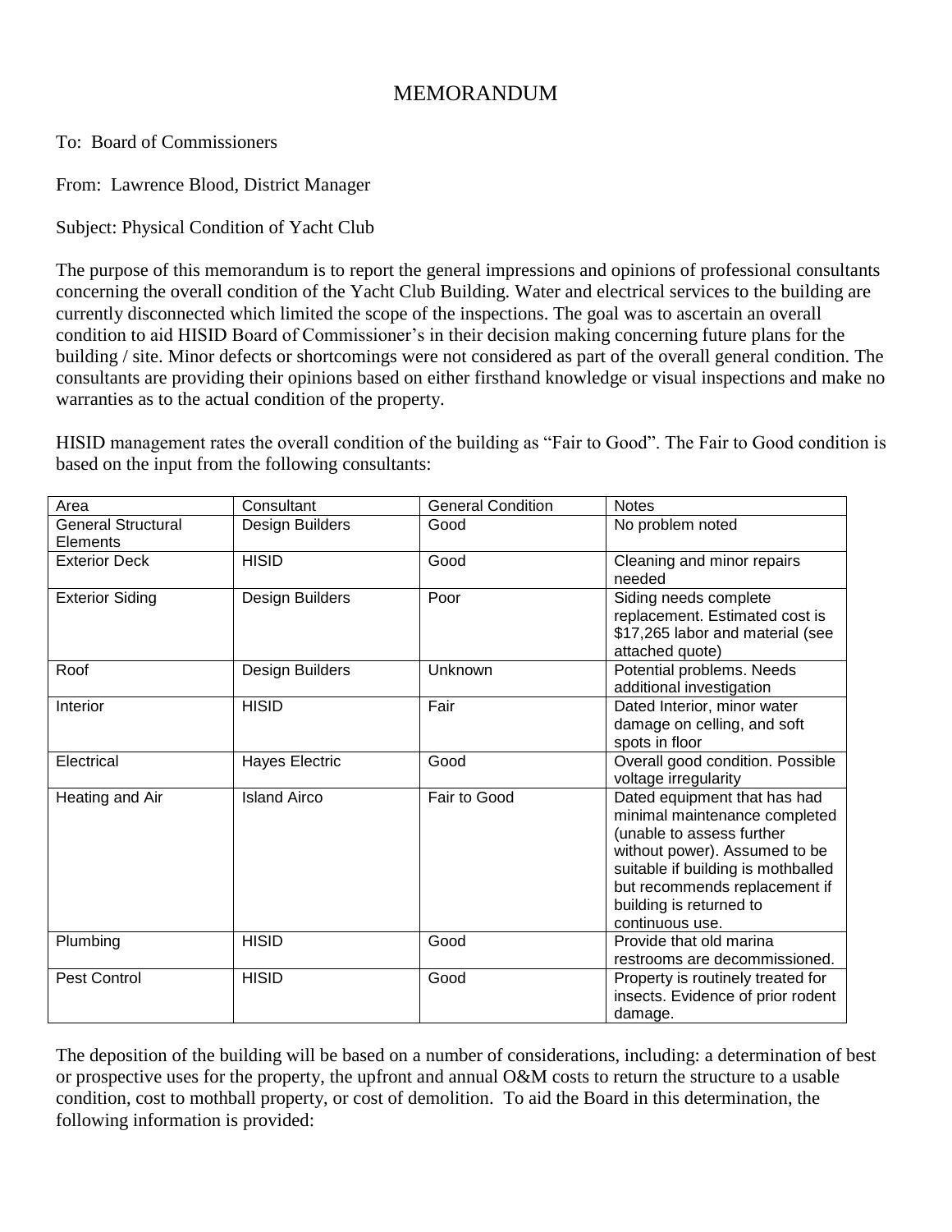# MEMORANDUM

To: Board of Commissioners

From: Lawrence Blood, District Manager

Subject: Physical Condition of Yacht Club

The purpose of this memorandum is to report the general impressions and opinions of professional consultants concerning the overall condition of the Yacht Club Building. Water and electrical services to the building are currently disconnected which limited the scope of the inspections. The goal was to ascertain an overall condition to aid HISID Board of Commissioner's in their decision making concerning future plans for the building / site. Minor defects or shortcomings were not considered as part of the overall general condition. The consultants are providing their opinions based on either firsthand knowledge or visual inspections and make no warranties as to the actual condition of the property.

HISID management rates the overall condition of the building as "Fair to Good". The Fair to Good condition is based on the input from the following consultants:

| Area | Consultant | General Condition | Notes |
|---|---|---|---|
| General Structural Elements | Design Builders | Good | No problem noted |
| Exterior Deck | HISID | Good | Cleaning and minor repairs needed |
| Exterior Siding | Design Builders | Poor | Siding needs complete replacement. Estimated cost is $17,265 labor and material (see attached quote) |
| Roof | Design Builders | Unknown | Potential problems. Needs additional investigation |
| Interior | HISID | Fair | Dated Interior, minor water damage on celling, and soft spots in floor |
| Electrical | Hayes Electric | Good | Overall good condition. Possible voltage irregularity |
| Heating and Air | Island Airco | Fair to Good | Dated equipment that has had minimal maintenance completed (unable to assess further without power). Assumed to be suitable if building is mothballed but recommends replacement if building is returned to continuous use. |
| Plumbing | HISID | Good | Provide that old marina restrooms are decommissioned. |
| Pest Control | HISID | Good | Property is routinely treated for insects. Evidence of prior rodent damage. |

The deposition of the building will be based on a number of considerations, including: a determination of best or prospective uses for the property, the upfront and annual O&M costs to return the structure to a usable condition, cost to mothball property, or cost of demolition. To aid the Board in this determination, the following information is provided: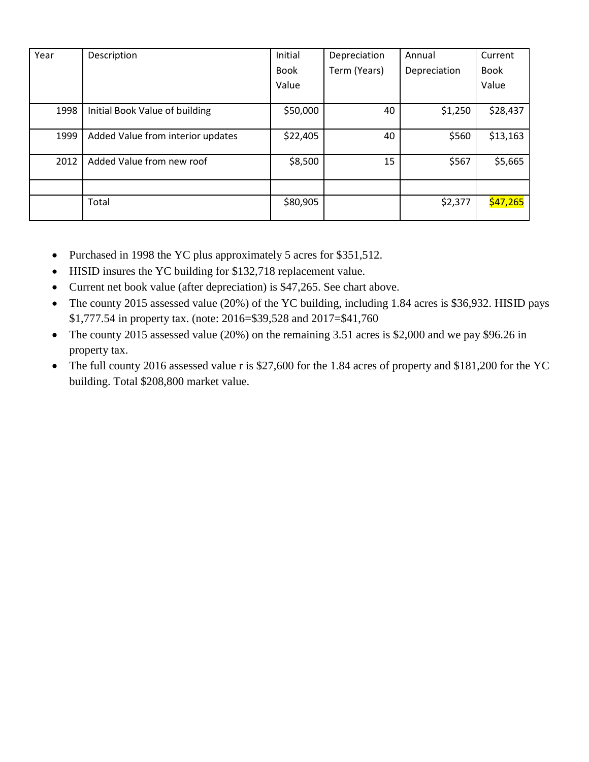| Year | Description | Initial Book Value | Depreciation Term (Years) | Annual Depreciation | Current Book Value |
|---|---|---|---|---|---|
| 1998 | Initial Book Value of building | $50,000 | 40 | $1,250 | $28,437 |
| 1999 | Added Value from interior updates | $22,405 | 40 | $560 | $13,163 |
| 2012 | Added Value from new roof | $8,500 | 15 | $567 | $5,665 |
| | | | | | |
| | Total | $80,905 | | $2,377 | $47,265 |

- Purchased in 1998 the YC plus approximately 5 acres for $351,512.
- HISID insures the YC building for $132,718 replacement value.
- Current net book value (after depreciation) is $47,265. See chart above.
- The county 2015 assessed value (20%) of the YC building, including 1.84 acres is $36,932. HISID pays $1,777.54 in property tax. (note: 2016=$39,528 and 2017=$41,760
- The county 2015 assessed value (20%) on the remaining 3.51 acres is $2,000 and we pay $96.26 in property tax.
- The full county 2016 assessed value r is $27,600 for the 1.84 acres of property and $181,200 for the YC building. Total $208,800 market value.